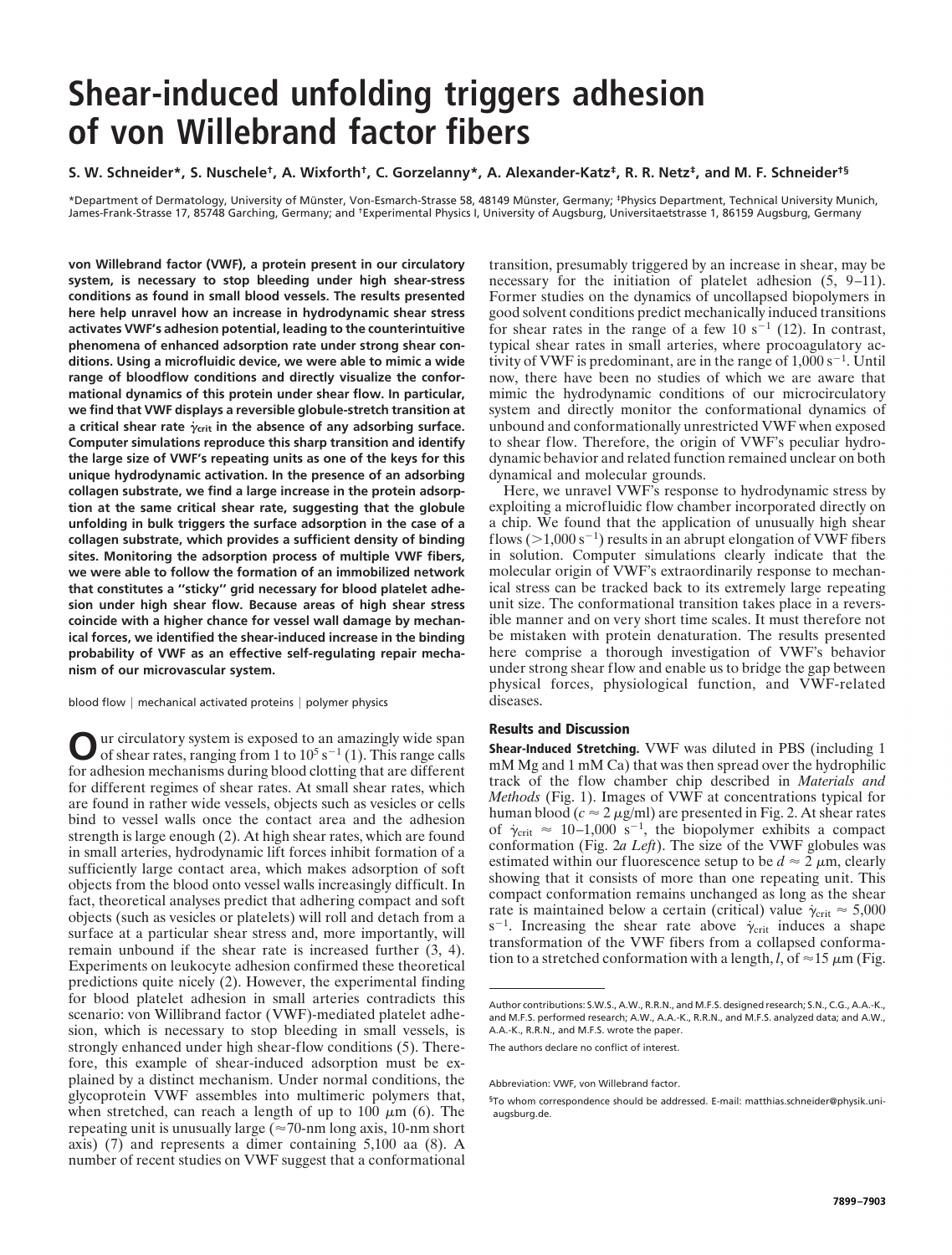# Shear-induced unfolding triggers adhesion of von Willebrand factor fibers

**S. W. Schneider\*, S. Nuschele†, A. Wixforth†, C. Gorzelanny\*, A. Alexander-Katz‡, R. R. Netz‡, and M. F. Schneider†§**

\*Department of Dermatology, University of Münster, Von-Esmarch-Strasse 58, 48149 Münster, Germany; ‡Physics Department, Technical University Munich, James-Frank-Strasse 17, 85748 Garching, Germany; and †Experimental Physics I, University of Augsburg, Universitaetstrasse 1, 86159 Augsburg, Germany

**von Willebrand factor (VWF), a protein present in our circulatory system, is necessary to stop bleeding under high shear-stress conditions as found in small blood vessels. The results presented here help unravel how an increase in hydrodynamic shear stress activates VWF's adhesion potential, leading to the counterintuitive phenomena of enhanced adsorption rate under strong shear conditions. Using a microfluidic device, we were able to mimic a wide range of bloodflow conditions and directly visualize the conformational dynamics of this protein under shear flow. In particular, we find that VWF displays a reversible globule-stretch transition at a critical shear rate $\dot{\gamma}_{crit}$ in the absence of any adsorbing surface. Computer simulations reproduce this sharp transition and identify the large size of VWF's repeating units as one of the keys for this unique hydrodynamic activation. In the presence of an adsorbing collagen substrate, we find a large increase in the protein adsorption at the same critical shear rate, suggesting that the globule unfolding in bulk triggers the surface adsorption in the case of a collagen substrate, which provides a sufficient density of binding sites. Monitoring the adsorption process of multiple VWF fibers, we were able to follow the formation of an immobilized network that constitutes a "sticky" grid necessary for blood platelet adhesion under high shear flow. Because areas of high shear stress coincide with a higher chance for vessel wall damage by mechanical forces, we identified the shear-induced increase in the binding probability of VWF as an effective self-regulating repair mechanism of our microvascular system.**

blood flow | mechanical activated proteins | polymer physics

Our circulatory system is exposed to an amazingly wide span of shear rates, ranging from 1 to $10^5$ $s^{-1}$ (1). This range calls for adhesion mechanisms during blood clotting that are different for different regimes of shear rates. At small shear rates, which are found in rather wide vessels, objects such as vesicles or cells bind to vessel walls once the contact area and the adhesion strength is large enough (2). At high shear rates, which are found in small arteries, hydrodynamic lift forces inhibit formation of a sufficiently large contact area, which makes adsorption of soft objects from the blood onto vessel walls increasingly difficult. In fact, theoretical analyses predict that adhering compact and soft objects (such as vesicles or platelets) will roll and detach from a surface at a particular shear stress and, more importantly, will remain unbound if the shear rate is increased further (3, 4). Experiments on leukocyte adhesion confirmed these theoretical predictions quite nicely (2). However, the experimental finding for blood platelet adhesion in small arteries contradicts this scenario: von Willibrand factor (VWF)-mediated platelet adhesion, which is necessary to stop bleeding in small vessels, is strongly enhanced under high shear-flow conditions (5). Therefore, this example of shear-induced adsorption must be explained by a distinct mechanism. Under normal conditions, the glycoprotein VWF assembles into multimeric polymers that, when stretched, can reach a length of up to 100 $\mu$m (6). The repeating unit is unusually large ($\approx$70-nm long axis, 10-nm short axis) (7) and represents a dimer containing 5,100 aa (8). A number of recent studies on VWF suggest that a conformational transition, presumably triggered by an increase in shear, may be necessary for the initiation of platelet adhesion (5, 9–11). Former studies on the dynamics of uncollapsed biopolymers in good solvent conditions predict mechanically induced transitions for shear rates in the range of a few 10 $s^{-1}$ (12). In contrast, typical shear rates in small arteries, where procoagulatory activity of VWF is predominant, are in the range of 1,000 $s^{-1}$. Until now, there have been no studies of which we are aware that mimic the hydrodynamic conditions of our microcirculatory system and directly monitor the conformational dynamics of unbound and conformationally unrestricted VWF when exposed to shear flow. Therefore, the origin of VWF's peculiar hydrodynamic behavior and related function remained unclear on both dynamical and molecular grounds.

Here, we unravel VWF's response to hydrodynamic stress by exploiting a microfluidic flow chamber incorporated directly on a chip. We found that the application of unusually high shear flows (>1,000 $s^{-1}$) results in an abrupt elongation of VWF fibers in solution. Computer simulations clearly indicate that the molecular origin of VWF's extraordinarily response to mechanical stress can be tracked back to its extremely large repeating unit size. The conformational transition takes place in a reversible manner and on very short time scales. It must therefore not be mistaken with protein denaturation. The results presented here comprise a thorough investigation of VWF's behavior under strong shear flow and enable us to bridge the gap between physical forces, physiological function, and VWF-related diseases.

## Results and Discussion

**Shear-Induced Stretching.** VWF was diluted in PBS (including 1 mM Mg and 1 mM Ca) that was then spread over the hydrophilic track of the flow chamber chip described in *Materials and Methods* (Fig. 1). Images of VWF at concentrations typical for human blood ($c \approx 2$ $\mu$g/ml) are presented in Fig. 2. At shear rates of $\dot{\gamma}_{crit} \approx 10$–$1{,}000$ $s^{-1}$, the biopolymer exhibits a compact conformation (Fig. 2*a Left*). The size of the VWF globules was estimated within our fluorescence setup to be $d \approx 2$ $\mu$m, clearly showing that it consists of more than one repeating unit. This compact conformation remains unchanged as long as the shear rate is maintained below a certain (critical) value $\dot{\gamma}_{crit} \approx 5{,}000$ $s^{-1}$. Increasing the shear rate above $\dot{\gamma}_{crit}$ induces a shape transformation of the VWF fibers from a collapsed conformation to a stretched conformation with a length, $l$, of $\approx$15 $\mu$m (Fig.

---

Author contributions: S.W.S., A.W., R.R.N., and M.F.S. designed research; S.N., C.G., A.A.-K., and M.F.S. performed research; A.W., A.A.-K., R.R.N., and M.F.S. analyzed data; and A.W., A.A.-K., R.R.N., and M.F.S. wrote the paper.

The authors declare no conflict of interest.

Abbreviation: VWF, von Willebrand factor.

§To whom correspondence should be addressed. E-mail: matthias.schneider@physik.uni-augsburg.de.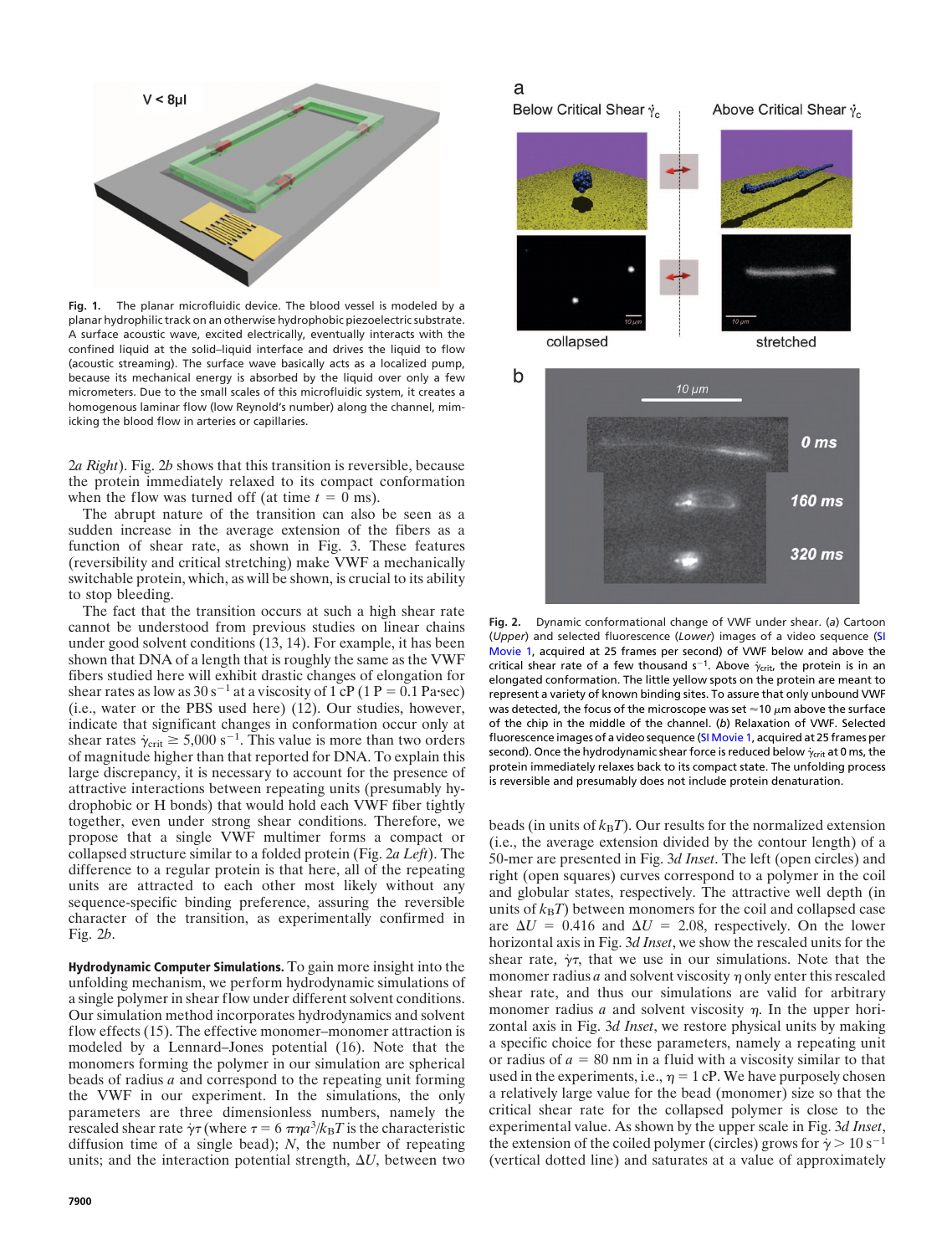Fig. 1. The planar microfluidic device. The blood vessel is modeled by a planar hydrophilic track on an otherwise hydrophobic piezoelectric substrate. A surface acoustic wave, excited electrically, eventually interacts with the confined liquid at the solid–liquid interface and drives the liquid to flow (acoustic streaming). The surface wave basically acts as a localized pump, because its mechanical energy is absorbed by the liquid over only a few micrometers. Due to the small scales of this microfluidic system, it creates a homogenous laminar flow (low Reynold's number) along the channel, mimicking the blood flow in arteries or capillaries.

2*a Right*). Fig. 2*b* shows that this transition is reversible, because the protein immediately relaxed to its compact conformation when the flow was turned off (at time $t = 0$ ms).

The abrupt nature of the transition can also be seen as a sudden increase in the average extension of the fibers as a function of shear rate, as shown in Fig. 3. These features (reversibility and critical stretching) make VWF a mechanically switchable protein, which, as will be shown, is crucial to its ability to stop bleeding.

The fact that the transition occurs at such a high shear rate cannot be understood from previous studies on linear chains under good solvent conditions (13, 14). For example, it has been shown that DNA of a length that is roughly the same as the VWF fibers studied here will exhibit drastic changes of elongation for shear rates as low as $30\ s^{-1}$ at a viscosity of 1 cP (1 P = 0.1 Pa·sec) (i.e., water or the PBS used here) (12). Our studies, however, indicate that significant changes in conformation occur only at shear rates $\dot{\gamma}_{crit} \geq 5{,}000\ s^{-1}$. This value is more than two orders of magnitude higher than that reported for DNA. To explain this large discrepancy, it is necessary to account for the presence of attractive interactions between repeating units (presumably hydrophobic or H bonds) that would hold each VWF fiber tightly together, even under strong shear conditions. Therefore, we propose that a single VWF multimer forms a compact or collapsed structure similar to a folded protein (Fig. 2*a Left*). The difference to a regular protein is that here, all of the repeating units are attracted to each other most likely without any sequence-specific binding preference, assuring the reversible character of the transition, as experimentally confirmed in Fig. 2*b*.

**Hydrodynamic Computer Simulations.** To gain more insight into the unfolding mechanism, we perform hydrodynamic simulations of a single polymer in shear flow under different solvent conditions. Our simulation method incorporates hydrodynamics and solvent flow effects (15). The effective monomer–monomer attraction is modeled by a Lennard–Jones potential (16). Note that the monomers forming the polymer in our simulation are spherical beads of radius $a$ and correspond to the repeating unit forming the VWF in our experiment. In the simulations, the only parameters are three dimensionless numbers, namely the rescaled shear rate $\dot{\gamma}\tau$ (where $\tau = 6\pi\eta a^3/k_BT$ is the characteristic diffusion time of a single bead); $N$, the number of repeating units; and the interaction potential strength, $\Delta U$, between two

Fig. 2. Dynamic conformational change of VWF under shear. (*a*) Cartoon (*Upper*) and selected fluorescence (*Lower*) images of a video sequence (SI Movie 1, acquired at 25 frames per second) of VWF below and above the critical shear rate of a few thousand $s^{-1}$. Above $\dot{\gamma}_{crit}$, the protein is in an elongated conformation. The little yellow spots on the protein are meant to represent a variety of known binding sites. To assure that only unbound VWF was detected, the focus of the microscope was set $\approx 10\ \mu m$ above the surface of the chip in the middle of the channel. (*b*) Relaxation of VWF. Selected fluorescence images of a video sequence (SI Movie 1, acquired at 25 frames per second). Once the hydrodynamic shear force is reduced below $\dot{\gamma}_{crit}$ at 0 ms, the protein immediately relaxes back to its compact state. The unfolding process is reversible and presumably does not include protein denaturation.

beads (in units of $k_BT$). Our results for the normalized extension (i.e., the average extension divided by the contour length) of a 50-mer are presented in Fig. 3*d Inset*. The left (open circles) and right (open squares) curves correspond to a polymer in the coil and globular states, respectively. The attractive well depth (in units of $k_BT$) between monomers for the coil and collapsed case are $\Delta U = 0.416$ and $\Delta U = 2.08$, respectively. On the lower horizontal axis in Fig. 3*d Inset*, we show the rescaled units for the shear rate, $\dot{\gamma}\tau$, that we use in our simulations. Note that the monomer radius $a$ and solvent viscosity $\eta$ only enter this rescaled shear rate, and thus our simulations are valid for arbitrary monomer radius $a$ and solvent viscosity $\eta$. In the upper horizontal axis in Fig. 3*d Inset*, we restore physical units by making a specific choice for these parameters, namely a repeating unit or radius of $a = 80$ nm in a fluid with a viscosity similar to that used in the experiments, i.e., $\eta = 1$ cP. We have purposely chosen a relatively large value for the bead (monomer) size so that the critical shear rate for the collapsed polymer is close to the experimental value. As shown by the upper scale in Fig. 3*d Inset*, the extension of the coiled polymer (circles) grows for $\dot{\gamma} > 10\ s^{-1}$ (vertical dotted line) and saturates at a value of approximately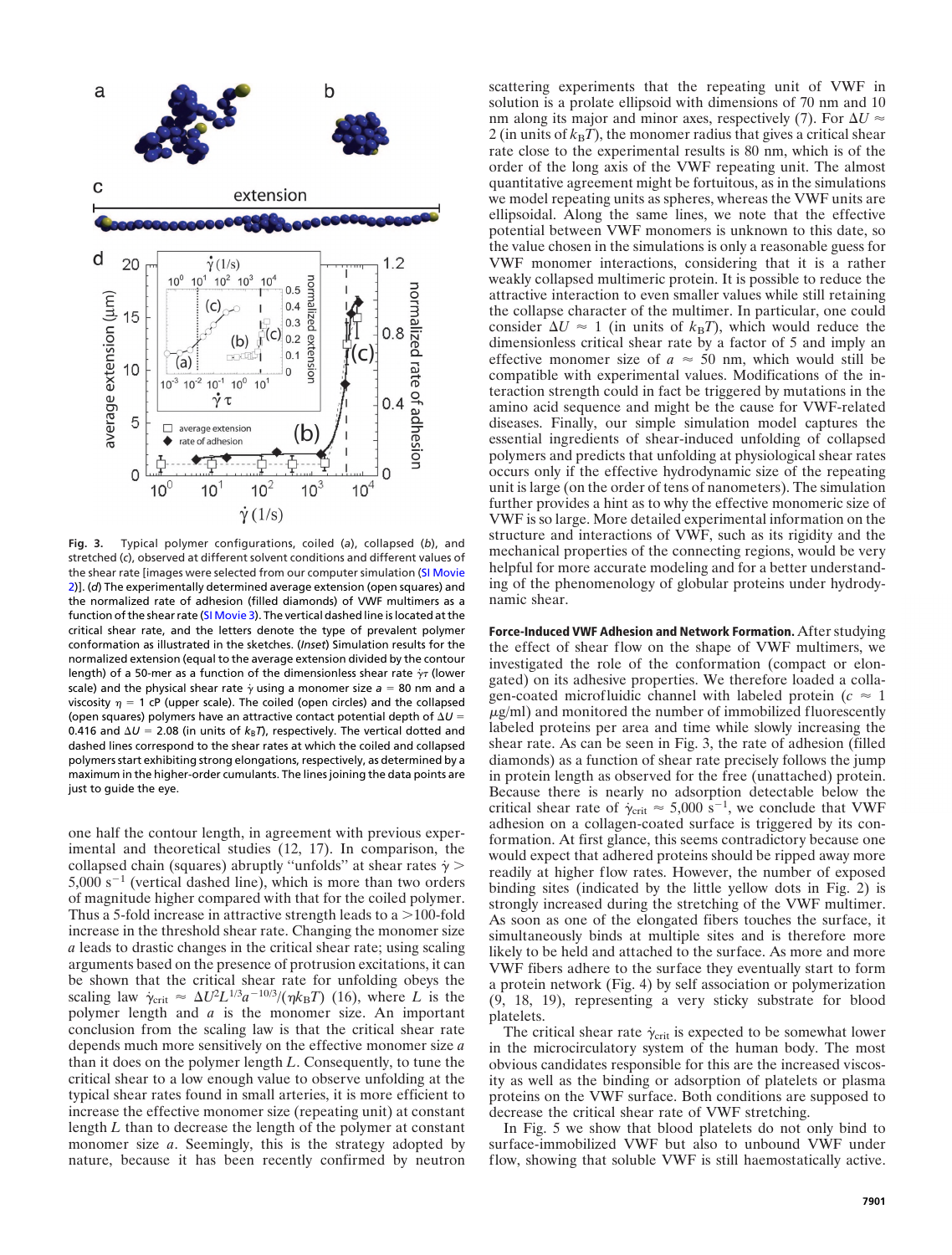Fig. 3. Typical polymer configurations, coiled (*a*), collapsed (*b*), and stretched (*c*), observed at different solvent conditions and different values of the shear rate [images were selected from our computer simulation (SI Movie 2)]. (*d*) The experimentally determined average extension (open squares) and the normalized rate of adhesion (filled diamonds) of VWF multimers as a function of the shear rate (SI Movie 3). The vertical dashed line is located at the critical shear rate, and the letters denote the type of prevalent polymer conformation as illustrated in the sketches. (*Inset*) Simulation results for the normalized extension (equal to the average extension divided by the contour length) of a 50-mer as a function of the dimensionless shear rate $\dot{\gamma}\tau$ (lower scale) and the physical shear rate $\dot{\gamma}$ using a monomer size $a$ = 80 nm and a viscosity $\eta$ = 1 cP (upper scale). The coiled (open circles) and the collapsed (open squares) polymers have an attractive contact potential depth of $\Delta U$ = 0.416 and $\Delta U$ = 2.08 (in units of $k_BT$), respectively. The vertical dotted and dashed lines correspond to the shear rates at which the coiled and collapsed polymers start exhibiting strong elongations, respectively, as determined by a maximum in the higher-order cumulants. The lines joining the data points are just to guide the eye.

one half the contour length, in agreement with previous experimental and theoretical studies (12, 17). In comparison, the collapsed chain (squares) abruptly "unfolds" at shear rates $\dot{\gamma} >$ 5,000 $s^{-1}$ (vertical dashed line), which is more than two orders of magnitude higher compared with that for the coiled polymer. Thus a 5-fold increase in attractive strength leads to a >100-fold increase in the threshold shear rate. Changing the monomer size $a$ leads to drastic changes in the critical shear rate; using scaling arguments based on the presence of protrusion excitations, it can be shown that the critical shear rate for unfolding obeys the scaling law $\dot{\gamma}_{crit} \approx \Delta U^2 L^{1/3} a^{-10/3}/(\eta k_B T)$ (16), where $L$ is the polymer length and $a$ is the monomer size. An important conclusion from the scaling law is that the critical shear rate depends much more sensitively on the effective monomer size $a$ than it does on the polymer length $L$. Consequently, to tune the critical shear to a low enough value to observe unfolding at the typical shear rates found in small arteries, it is more efficient to increase the effective monomer size (repeating unit) at constant length $L$ than to decrease the length of the polymer at constant monomer size $a$. Seemingly, this is the strategy adopted by nature, because it has been recently confirmed by neutron scattering experiments that the repeating unit of VWF in solution is a prolate ellipsoid with dimensions of 70 nm and 10 nm along its major and minor axes, respectively (7). For $\Delta U \approx$ 2 (in units of $k_BT$), the monomer radius that gives a critical shear rate close to the experimental results is 80 nm, which is of the order of the long axis of the VWF repeating unit. The almost quantitative agreement might be fortuitous, as in the simulations we model repeating units as spheres, whereas the VWF units are ellipsoidal. Along the same lines, we note that the effective potential between VWF monomers is unknown to this date, so the value chosen in the simulations is only a reasonable guess for VWF monomer interactions, considering that it is a rather weakly collapsed multimeric protein. It is possible to reduce the attractive interaction to even smaller values while still retaining the collapse character of the multimer. In particular, one could consider $\Delta U \approx$ 1 (in units of $k_BT$), which would reduce the dimensionless critical shear rate by a factor of 5 and imply an effective monomer size of $a \approx$ 50 nm, which would still be compatible with experimental values. Modifications of the interaction strength could in fact be triggered by mutations in the amino acid sequence and might be the cause for VWF-related diseases. Finally, our simple simulation model captures the essential ingredients of shear-induced unfolding of collapsed polymers and predicts that unfolding at physiological shear rates occurs only if the effective hydrodynamic size of the repeating unit is large (on the order of tens of nanometers). The simulation further provides a hint as to why the effective monomeric size of VWF is so large. More detailed experimental information on the structure and interactions of VWF, such as its rigidity and the mechanical properties of the connecting regions, would be very helpful for more accurate modeling and for a better understanding of the phenomenology of globular proteins under hydrodynamic shear.

**Force-Induced VWF Adhesion and Network Formation.** After studying the effect of shear flow on the shape of VWF multimers, we investigated the role of the conformation (compact or elongated) on its adhesive properties. We therefore loaded a collagen-coated microfluidic channel with labeled protein ($c \approx$ 1 $\mu$g/ml) and monitored the number of immobilized fluorescently labeled proteins per area and time while slowly increasing the shear rate. As can be seen in Fig. 3, the rate of adhesion (filled diamonds) as a function of shear rate precisely follows the jump in protein length as observed for the free (unattached) protein. Because there is nearly no adsorption detectable below the critical shear rate of $\dot{\gamma}_{crit} \approx$ 5,000 $s^{-1}$, we conclude that VWF adhesion on a collagen-coated surface is triggered by its conformation. At first glance, this seems contradictory because one would expect that adhered proteins should be ripped away more readily at higher flow rates. However, the number of exposed binding sites (indicated by the little yellow dots in Fig. 2) is strongly increased during the stretching of the VWF multimer. As soon as one of the elongated fibers touches the surface, it simultaneously binds at multiple sites and is therefore more likely to be held and attached to the surface. As more and more VWF fibers adhere to the surface they eventually start to form a protein network (Fig. 4) by self association or polymerization (9, 18, 19), representing a very sticky substrate for blood platelets.

The critical shear rate $\dot{\gamma}_{crit}$ is expected to be somewhat lower in the microcirculatory system of the human body. The most obvious candidates responsible for this are the increased viscosity as well as the binding or adsorption of platelets or plasma proteins on the VWF surface. Both conditions are supposed to decrease the critical shear rate of VWF stretching.

In Fig. 5 we show that blood platelets do not only bind to surface-immobilized VWF but also to unbound VWF under flow, showing that soluble VWF is still haemostatically active.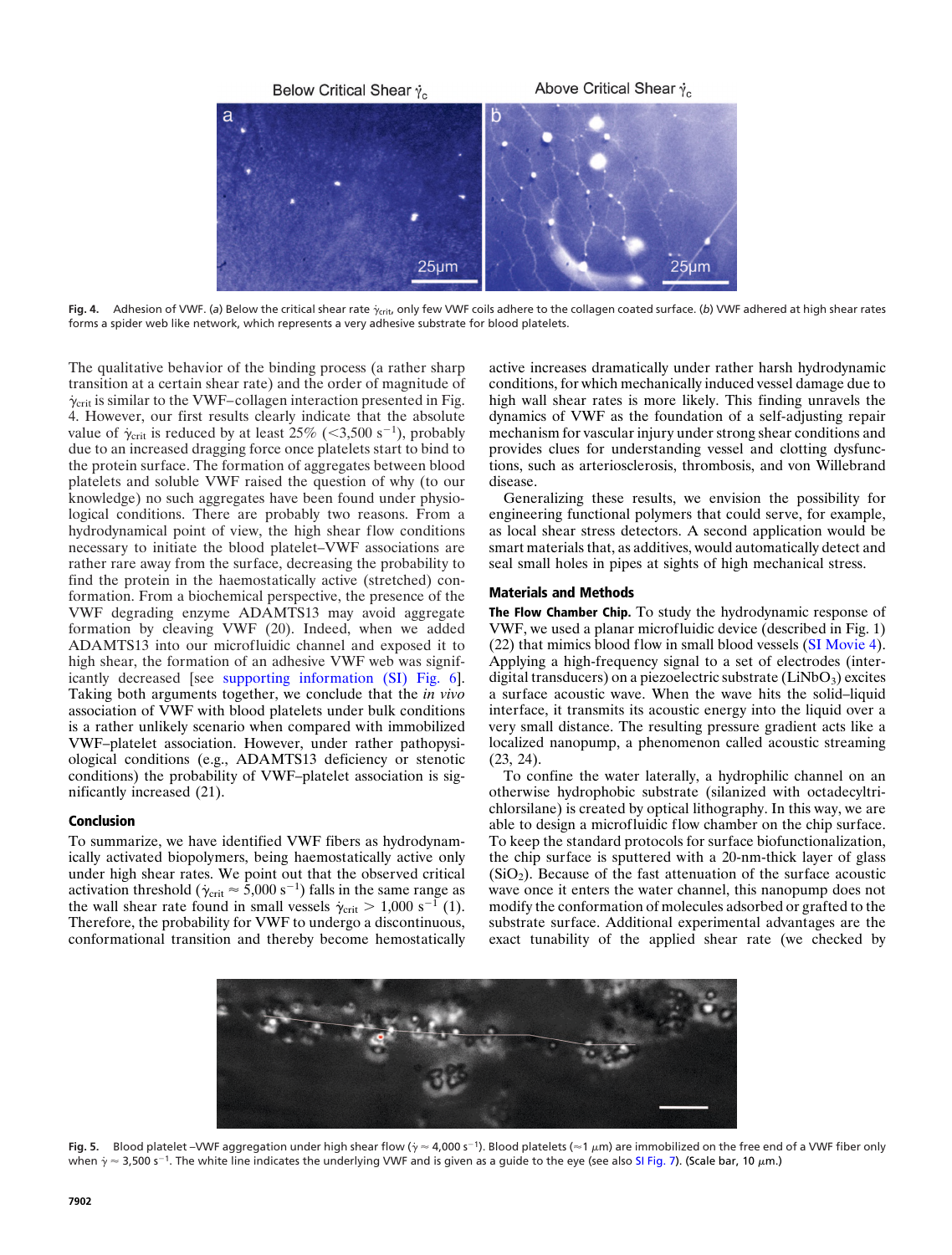Fig. 4. Adhesion of VWF. (a) Below the critical shear rate $\dot{\gamma}_{crit}$, only few VWF coils adhere to the collagen coated surface. (b) VWF adhered at high shear rates forms a spider web like network, which represents a very adhesive substrate for blood platelets.

The qualitative behavior of the binding process (a rather sharp transition at a certain shear rate) and the order of magnitude of $\dot{\gamma}_{crit}$ is similar to the VWF–collagen interaction presented in Fig. 4. However, our first results clearly indicate that the absolute value of $\dot{\gamma}_{crit}$ is reduced by at least 25% ($<3{,}500\ s^{-1}$), probably due to an increased dragging force once platelets start to bind to the protein surface. The formation of aggregates between blood platelets and soluble VWF raised the question of why (to our knowledge) no such aggregates have been found under physiological conditions. There are probably two reasons. From a hydrodynamical point of view, the high shear flow conditions necessary to initiate the blood platelet–VWF associations are rather rare away from the surface, decreasing the probability to find the protein in the haemostatically active (stretched) conformation. From a biochemical perspective, the presence of the VWF degrading enzyme ADAMTS13 may avoid aggregate formation by cleaving VWF (20). Indeed, when we added ADAMTS13 into our microfluidic channel and exposed it to high shear, the formation of an adhesive VWF web was significantly decreased [see supporting information (SI) Fig. 6]. Taking both arguments together, we conclude that the *in vivo* association of VWF with blood platelets under bulk conditions is a rather unlikely scenario when compared with immobilized VWF–platelet association. However, under rather pathopysiological conditions (e.g., ADAMTS13 deficiency or stenotic conditions) the probability of VWF–platelet association is significantly increased (21).

## Conclusion

To summarize, we have identified VWF fibers as hydrodynamically activated biopolymers, being haemostatically active only under high shear rates. We point out that the observed critical activation threshold ($\dot{\gamma}_{crit} \approx 5{,}000\ s^{-1}$) falls in the same range as the wall shear rate found in small vessels $\dot{\gamma}_{crit} > 1{,}000\ s^{-1}$ (1). Therefore, the probability for VWF to undergo a discontinuous, conformational transition and thereby become hemostatically active increases dramatically under rather harsh hydrodynamic conditions, for which mechanically induced vessel damage due to high wall shear rates is more likely. This finding unravels the dynamics of VWF as the foundation of a self-adjusting repair mechanism for vascular injury under strong shear conditions and provides clues for understanding vessel and clotting dysfunctions, such as arteriosclerosis, thrombosis, and von Willebrand disease.

Generalizing these results, we envision the possibility for engineering functional polymers that could serve, for example, as local shear stress detectors. A second application would be smart materials that, as additives, would automatically detect and seal small holes in pipes at sights of high mechanical stress.

## Materials and Methods

**The Flow Chamber Chip.** To study the hydrodynamic response of VWF, we used a planar microfluidic device (described in Fig. 1) (22) that mimics blood flow in small blood vessels (SI Movie 4). Applying a high-frequency signal to a set of electrodes (interdigital transducers) on a piezoelectric substrate ($LiNbO_3$) excites a surface acoustic wave. When the wave hits the solid–liquid interface, it transmits its acoustic energy into the liquid over a very small distance. The resulting pressure gradient acts like a localized nanopump, a phenomenon called acoustic streaming (23, 24).

To confine the water laterally, a hydrophilic channel on an otherwise hydrophobic substrate (silanized with octadecyltrichlorsilane) is created by optical lithography. In this way, we are able to design a microfluidic flow chamber on the chip surface. To keep the standard protocols for surface biofunctionalization, the chip surface is sputtered with a 20-nm-thick layer of glass ($SiO_2$). Because of the fast attenuation of the surface acoustic wave once it enters the water channel, this nanopump does not modify the conformation of molecules adsorbed or grafted to the substrate surface. Additional experimental advantages are the exact tunability of the applied shear rate (we checked by

Fig. 5. Blood platelet –VWF aggregation under high shear flow ($\dot{\gamma} \approx 4{,}000\ s^{-1}$). Blood platelets ($\approx 1\ \mu m$) are immobilized on the free end of a VWF fiber only when $\dot{\gamma} \approx 3{,}500\ s^{-1}$. The white line indicates the underlying VWF and is given as a guide to the eye (see also SI Fig. 7). (Scale bar, 10 $\mu$m.)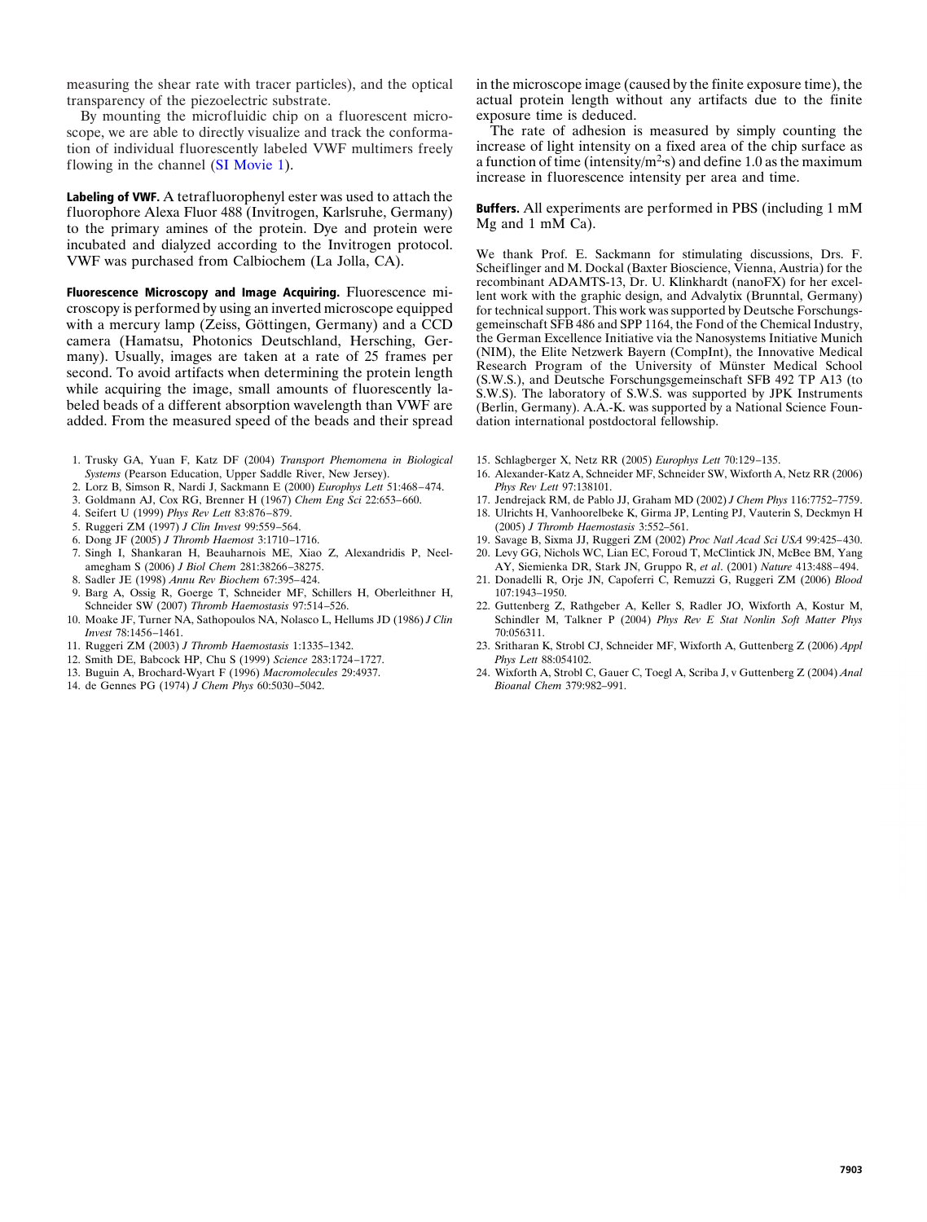measuring the shear rate with tracer particles), and the optical transparency of the piezoelectric substrate.

By mounting the microfluidic chip on a fluorescent microscope, we are able to directly visualize and track the conformation of individual fluorescently labeled VWF multimers freely flowing in the channel (SI Movie 1).

**Labeling of VWF.** A tetrafluorophenyl ester was used to attach the fluorophore Alexa Fluor 488 (Invitrogen, Karlsruhe, Germany) to the primary amines of the protein. Dye and protein were incubated and dialyzed according to the Invitrogen protocol. VWF was purchased from Calbiochem (La Jolla, CA).

**Fluorescence Microscopy and Image Acquiring.** Fluorescence microscopy is performed by using an inverted microscope equipped with a mercury lamp (Zeiss, Göttingen, Germany) and a CCD camera (Hamatsu, Photonics Deutschland, Hersching, Germany). Usually, images are taken at a rate of 25 frames per second. To avoid artifacts when determining the protein length while acquiring the image, small amounts of fluorescently labeled beads of a different absorption wavelength than VWF are added. From the measured speed of the beads and their spread in the microscope image (caused by the finite exposure time), the actual protein length without any artifacts due to the finite exposure time is deduced.

The rate of adhesion is measured by simply counting the increase of light intensity on a fixed area of the chip surface as a function of time (intensity/$m^2$·s) and define 1.0 as the maximum increase in fluorescence intensity per area and time.

**Buffers.** All experiments are performed in PBS (including 1 mM Mg and 1 mM Ca).

We thank Prof. E. Sackmann for stimulating discussions, Drs. F. Scheiflinger and M. Dockal (Baxter Bioscience, Vienna, Austria) for the recombinant ADAMTS-13, Dr. U. Klinkhardt (nanoFX) for her excellent work with the graphic design, and Advalytix (Brunntal, Germany) for technical support. This work was supported by Deutsche Forschungsgemeinschaft SFB 486 and SPP 1164, the Fond of the Chemical Industry, the German Excellence Initiative via the Nanosystems Initiative Munich (NIM), the Elite Netzwerk Bayern (CompInt), the Innovative Medical Research Program of the University of Münster Medical School (S.W.S.), and Deutsche Forschungsgemeinschaft SFB 492 TP A13 (to S.W.S). The laboratory of S.W.S. was supported by JPK Instruments (Berlin, Germany). A.A.-K. was supported by a National Science Foundation international postdoctoral fellowship.

1. Trusky GA, Yuan F, Katz DF (2004) *Transport Phemomena in Biological Systems* (Pearson Education, Upper Saddle River, New Jersey).
2. Lorz B, Simson R, Nardi J, Sackmann E (2000) *Europhys Lett* 51:468–474.
3. Goldmann AJ, Cox RG, Brenner H (1967) *Chem Eng Sci* 22:653–660.
4. Seifert U (1999) *Phys Rev Lett* 83:876–879.
5. Ruggeri ZM (1997) *J Clin Invest* 99:559–564.
6. Dong JF (2005) *J Thromb Haemost* 3:1710–1716.
7. Singh I, Shankaran H, Beauharnois ME, Xiao Z, Alexandridis P, Neelamegham S (2006) *J Biol Chem* 281:38266–38275.
8. Sadler JE (1998) *Annu Rev Biochem* 67:395–424.
9. Barg A, Ossig R, Goerge T, Schneider MF, Schillers H, Oberleithner H, Schneider SW (2007) *Thromb Haemostasis* 97:514–526.
10. Moake JF, Turner NA, Sathopoulos NA, Nolasco L, Hellums JD (1986) *J Clin Invest* 78:1456–1461.
11. Ruggeri ZM (2003) *J Thromb Haemostasis* 1:1335–1342.
12. Smith DE, Babcock HP, Chu S (1999) *Science* 283:1724–1727.
13. Buguin A, Brochard-Wyart F (1996) *Macromolecules* 29:4937.
14. de Gennes PG (1974) *J Chem Phys* 60:5030–5042.
15. Schlagberger X, Netz RR (2005) *Europhys Lett* 70:129–135.
16. Alexander-Katz A, Schneider MF, Schneider SW, Wixforth A, Netz RR (2006) *Phys Rev Lett* 97:138101.
17. Jendrejack RM, de Pablo JJ, Graham MD (2002) *J Chem Phys* 116:7752–7759.
18. Ulrichts H, Vanhoorelbeke K, Girma JP, Lenting PJ, Vauterin S, Deckmyn H (2005) *J Thromb Haemostasis* 3:552–561.
19. Savage B, Sixma JJ, Ruggeri ZM (2002) *Proc Natl Acad Sci USA* 99:425–430.
20. Levy GG, Nichols WC, Lian EC, Foroud T, McClintick JN, McBee BM, Yang AY, Siemienka DR, Stark JN, Gruppo R, *et al*. (2001) *Nature* 413:488–494.
21. Donadelli R, Orje JN, Capoferri C, Remuzzi G, Ruggeri ZM (2006) *Blood* 107:1943–1950.
22. Guttenberg Z, Rathgeber A, Keller S, Radler JO, Wixforth A, Kostur M, Schindler M, Talkner P (2004) *Phys Rev E Stat Nonlin Soft Matter Phys* 70:056311.
23. Sritharan K, Strobl CJ, Schneider MF, Wixforth A, Guttenberg Z (2006) *Appl Phys Lett* 88:054102.
24. Wixforth A, Strobl C, Gauer C, Toegl A, Scriba J, v Guttenberg Z (2004) *Anal Bioanal Chem* 379:982–991.